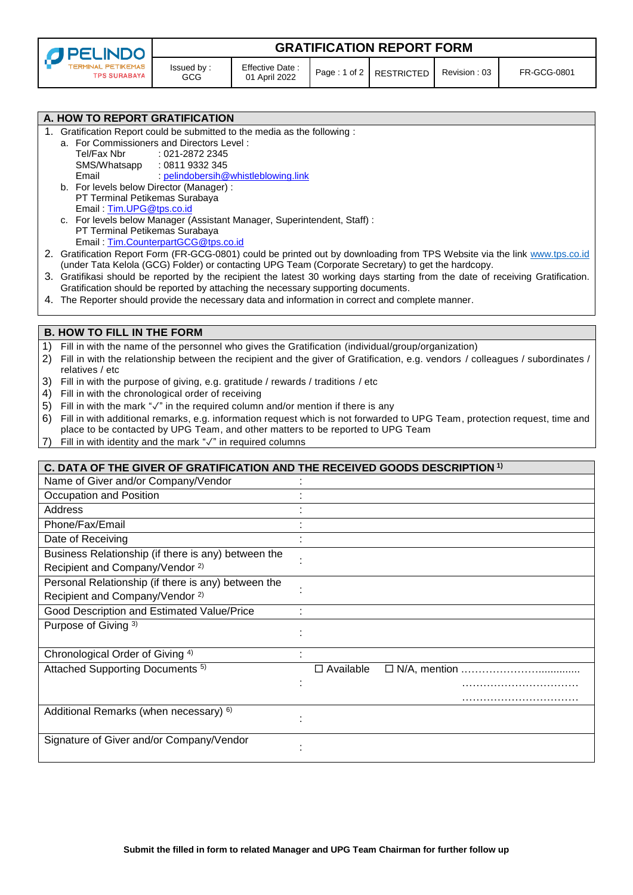| PELINDO TERMINAL PETIKEMAS TPS SURABAYA | GRATIFICATION REPORT FORM | | | | | |
|---|---|---|---|---|---|---|
| | Issued by : GCG | Effective Date : 01 April 2022 | Page : 1 of 2 | RESTRICTED | Revision : 03 | FR-GCG-0801 |

## A. HOW TO REPORT GRATIFICATION

1. Gratification Report could be submitted to the media as the following :
   a. For Commissioners and Directors Level :
      Tel/Fax Nbr : 021-2872 2345
      SMS/Whatsapp : 0811 9332 345
      Email : pelindobersih@whistleblowing.link
   b. For levels below Director (Manager) :
      PT Terminal Petikemas Surabaya
      Email : Tim.UPG@tps.co.id
   c. For levels below Manager (Assistant Manager, Superintendent, Staff) :
      PT Terminal Petikemas Surabaya
      Email : Tim.CounterpartGCG@tps.co.id
2. Gratification Report Form (FR-GCG-0801) could be printed out by downloading from TPS Website via the link www.tps.co.id (under Tata Kelola (GCG) Folder) or contacting UPG Team (Corporate Secretary) to get the hardcopy.
3. Gratifikasi should be reported by the recipient the latest 30 working days starting from the date of receiving Gratification. Gratification should be reported by attaching the necessary supporting documents.
4. The Reporter should provide the necessary data and information in correct and complete manner.

## B. HOW TO FILL IN THE FORM

1) Fill in with the name of the personnel who gives the Gratification (individual/group/organization)
2) Fill in with the relationship between the recipient and the giver of Gratification, e.g. vendors / colleagues / subordinates / relatives / etc
3) Fill in with the purpose of giving, e.g. gratitude / rewards / traditions / etc
4) Fill in with the chronological order of receiving
5) Fill in with the mark "√" in the required column and/or mention if there is any
6) Fill in with additional remarks, e.g. information request which is not forwarded to UPG Team, protection request, time and place to be contacted by UPG Team, and other matters to be reported to UPG Team
7) Fill in with identity and the mark "√" in required columns

## C. DATA OF THE GIVER OF GRATIFICATION AND THE RECEIVED GOODS DESCRIPTION [1]

| | | |
|---|---|---|
| Name of Giver and/or Company/Vendor | : | |
| Occupation and Position | : | |
| Address | : | |
| Phone/Fax/Email | : | |
| Date of Receiving | : | |
| Business Relationship (if there is any) between the Recipient and Company/Vendor [2] | : | |
| Personal Relationship (if there is any) between the Recipient and Company/Vendor [2] | : | |
| Good Description and Estimated Value/Price | : | |
| Purpose of Giving [3] | : | |
| Chronological Order of Giving [4] | : | |
| Attached Supporting Documents [5] | : | ☐ Available ☐ N/A, mention …………………………………… ……………………………… ……………………………… |
| Additional Remarks (when necessary) [6] | : | |
| Signature of Giver and/or Company/Vendor | : | |

**Submit the filled in form to related Manager and UPG Team Chairman for further follow up**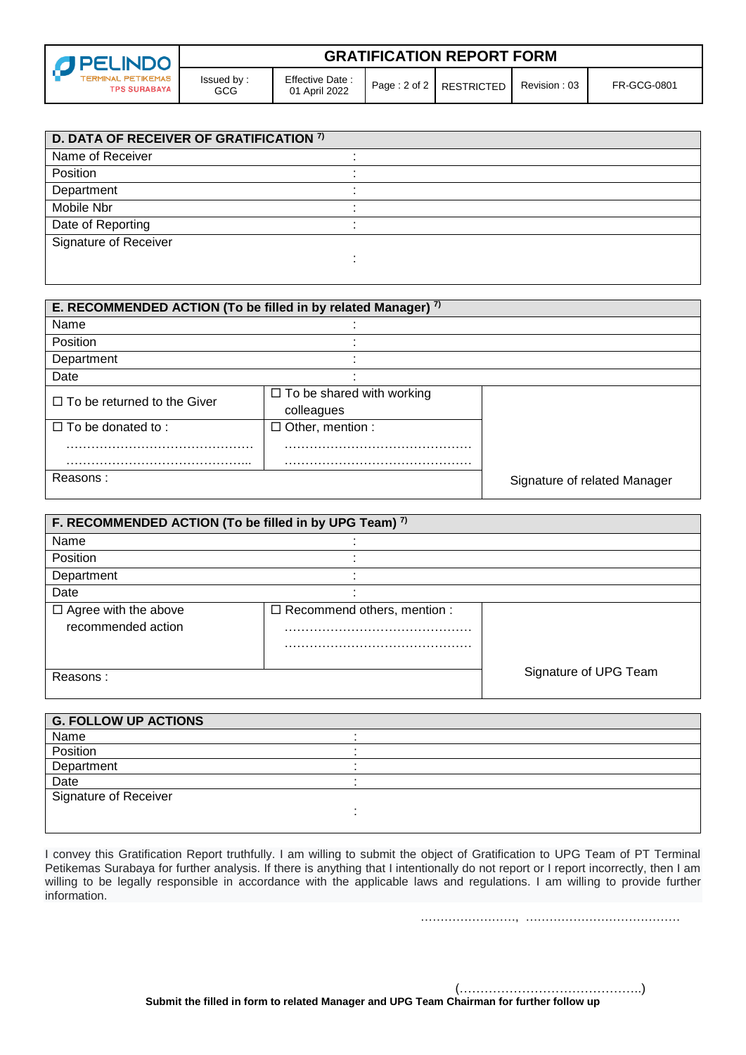| | | | | | | |
|---|---|---|---|---|---|---|
| PELINDO TERMINAL PETIKEMAS TPS SURABAYA | GRATIFICATION REPORT FORM | | | | | |
| | Issued by : GCG | Effective Date : 01 April 2022 | Page : 2 of 2 | RESTRICTED | Revision : 03 | FR-GCG-0801 |

| D. DATA OF RECEIVER OF GRATIFICATION [7] | |
|---|---|
| Name of Receiver | : |
| Position | : |
| Department | : |
| Mobile Nbr | : |
| Date of Reporting | : |
| Signature of Receiver | : |

| E. RECOMMENDED ACTION (To be filled in by related Manager) [7] | | |
|---|---|---|
| Name | : | |
| Position | : | |
| Department | : | |
| Date | : | |
| ☐ To be returned to the Giver | ☐ To be shared with working colleagues | |
| ☐ To be donated to : ……………………………………… ……………………………………... | ☐ Other, mention : ……………………………………… ……………………………………… | |
| Reasons : | | Signature of related Manager |

| F. RECOMMENDED ACTION (To be filled in by UPG Team) [7] | | |
|---|---|---|
| Name | : | |
| Position | : | |
| Department | : | |
| Date | : | |
| ☐ Agree with the above recommended action | ☐ Recommend others, mention : ……………………………………… ……………………………………… | |
| Reasons : | | Signature of UPG Team |

| G. FOLLOW UP ACTIONS | |
|---|---|
| Name | : |
| Position | : |
| Department | : |
| Date | : |
| Signature of Receiver | : |

I convey this Gratification Report truthfully. I am willing to submit the object of Gratification to UPG Team of PT Terminal Petikemas Surabaya for further analysis. If there is anything that I intentionally do not report or I report incorrectly, then I am willing to be legally responsible in accordance with the applicable laws and regulations. I am willing to provide further information.

……………………, …………………………………

(……………………………………..)

**Submit the filled in form to related Manager and UPG Team Chairman for further follow up**